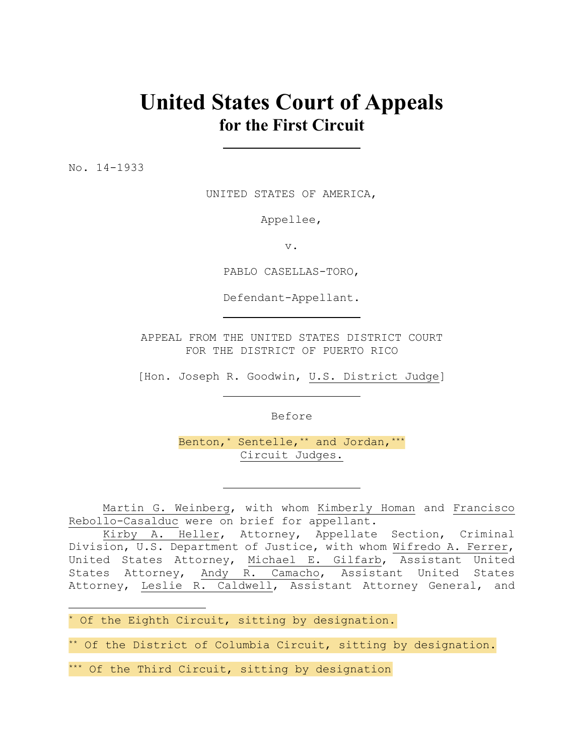# United States Court of Appeals
## for the First Circuit

No. 14-1933

UNITED STATES OF AMERICA,

Appellee,

v.

PABLO CASELLAS-TORO,

Defendant-Appellant.

APPEAL FROM THE UNITED STATES DISTRICT COURT
FOR THE DISTRICT OF PUERTO RICO

[Hon. Joseph R. Goodwin, U.S. District Judge]

Before

Benton,* Sentelle,** and Jordan,***
Circuit Judges.

Martin G. Weinberg, with whom Kimberly Homan and Francisco Rebollo-Casalduc were on brief for appellant.

Kirby A. Heller, Attorney, Appellate Section, Criminal Division, U.S. Department of Justice, with whom Wifredo A. Ferrer, United States Attorney, Michael E. Gilfarb, Assistant United States Attorney, Andy R. Camacho, Assistant United States Attorney, Leslie R. Caldwell, Assistant Attorney General, and

---

* Of the Eighth Circuit, sitting by designation.

** Of the District of Columbia Circuit, sitting by designation.

*** Of the Third Circuit, sitting by designation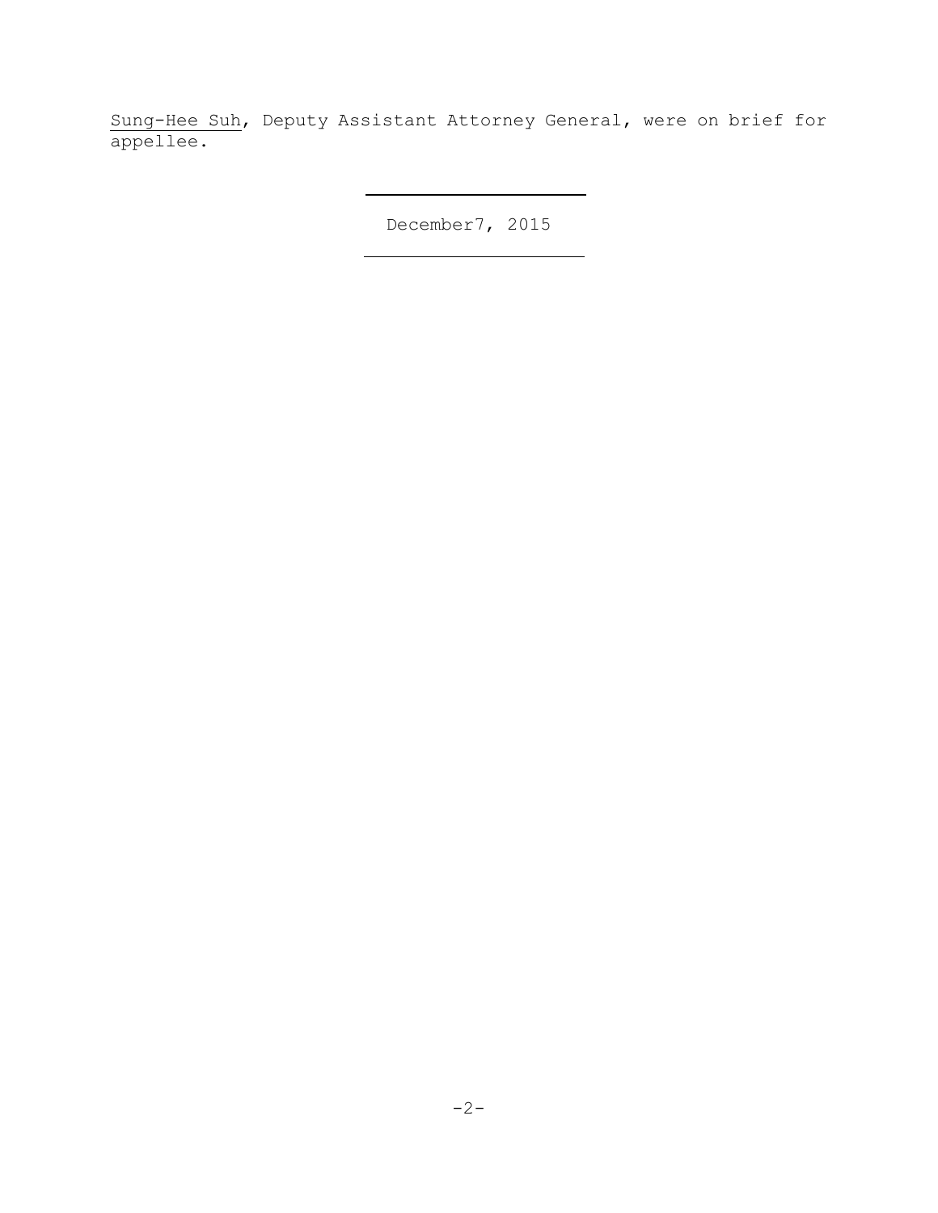Sung-Hee Suh, Deputy Assistant Attorney General, were on brief for appellee.

---

December7, 2015

---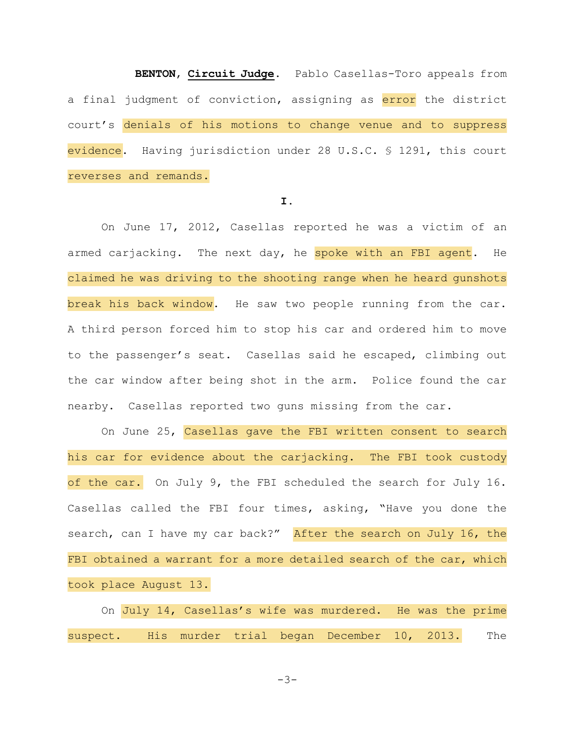**BENTON**, **Circuit Judge**. Pablo Casellas-Toro appeals from a final judgment of conviction, assigning as error the district court's denials of his motions to change venue and to suppress evidence. Having jurisdiction under 28 U.S.C. § 1291, this court reverses and remands.

**I.**

On June 17, 2012, Casellas reported he was a victim of an armed carjacking. The next day, he spoke with an FBI agent. He claimed he was driving to the shooting range when he heard gunshots break his back window. He saw two people running from the car. A third person forced him to stop his car and ordered him to move to the passenger's seat. Casellas said he escaped, climbing out the car window after being shot in the arm. Police found the car nearby. Casellas reported two guns missing from the car.

On June 25, Casellas gave the FBI written consent to search his car for evidence about the carjacking. The FBI took custody of the car. On July 9, the FBI scheduled the search for July 16. Casellas called the FBI four times, asking, "Have you done the search, can I have my car back?" After the search on July 16, the FBI obtained a warrant for a more detailed search of the car, which took place August 13.

On July 14, Casellas's wife was murdered. He was the prime suspect. His murder trial began December 10, 2013. The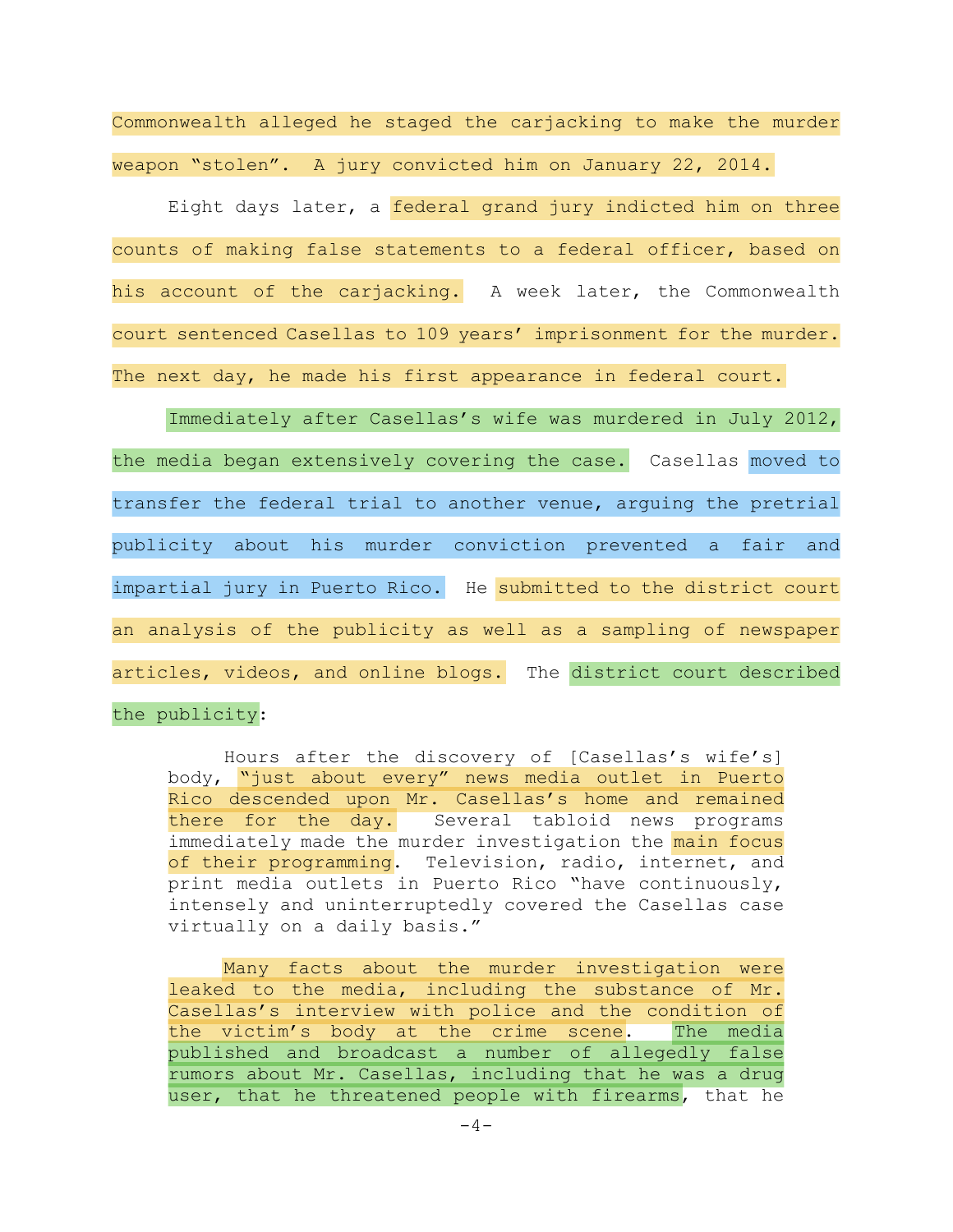Commonwealth alleged he staged the carjacking to make the murder weapon "stolen". A jury convicted him on January 22, 2014.

Eight days later, a federal grand jury indicted him on three counts of making false statements to a federal officer, based on his account of the carjacking. A week later, the Commonwealth court sentenced Casellas to 109 years' imprisonment for the murder. The next day, he made his first appearance in federal court.

Immediately after Casellas's wife was murdered in July 2012, the media began extensively covering the case. Casellas moved to transfer the federal trial to another venue, arguing the pretrial publicity about his murder conviction prevented a fair and impartial jury in Puerto Rico. He submitted to the district court an analysis of the publicity as well as a sampling of newspaper articles, videos, and online blogs. The district court described the publicity:

> Hours after the discovery of [Casellas's wife's] body, "just about every" news media outlet in Puerto Rico descended upon Mr. Casellas's home and remained there for the day. Several tabloid news programs immediately made the murder investigation the main focus of their programming. Television, radio, internet, and print media outlets in Puerto Rico "have continuously, intensely and uninterruptedly covered the Casellas case virtually on a daily basis."
>
> Many facts about the murder investigation were leaked to the media, including the substance of Mr. Casellas's interview with police and the condition of the victim's body at the crime scene. The media published and broadcast a number of allegedly false rumors about Mr. Casellas, including that he was a drug user, that he threatened people with firearms, that he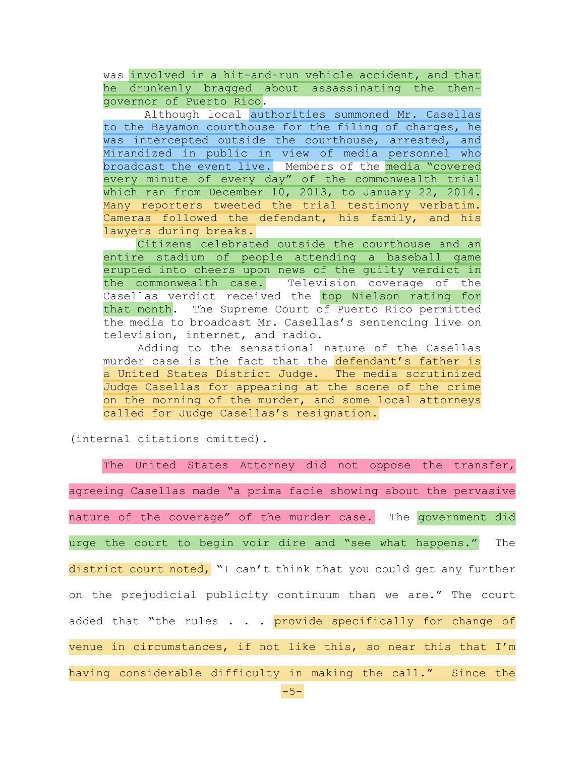> was involved in a hit-and-run vehicle accident, and that he drunkenly bragged about assassinating the then-governor of Puerto Rico.
>
> Although local authorities summoned Mr. Casellas to the Bayamon courthouse for the filing of charges, he was intercepted outside the courthouse, arrested, and Mirandized in public in view of media personnel who broadcast the event live. Members of the media "covered every minute of every day" of the commonwealth trial which ran from December 10, 2013, to January 22, 2014. Many reporters tweeted the trial testimony verbatim. Cameras followed the defendant, his family, and his lawyers during breaks.
>
> Citizens celebrated outside the courthouse and an entire stadium of people attending a baseball game erupted into cheers upon news of the guilty verdict in the commonwealth case. Television coverage of the Casellas verdict received the top Nielson rating for that month. The Supreme Court of Puerto Rico permitted the media to broadcast Mr. Casellas's sentencing live on television, internet, and radio.
>
> Adding to the sensational nature of the Casellas murder case is the fact that the defendant's father is a United States District Judge. The media scrutinized Judge Casellas for appearing at the scene of the crime on the morning of the murder, and some local attorneys called for Judge Casellas's resignation.

(internal citations omitted).

The United States Attorney did not oppose the transfer, agreeing Casellas made "a prima facie showing about the pervasive nature of the coverage" of the murder case. The government did urge the court to begin voir dire and "see what happens." The district court noted, "I can't think that you could get any further on the prejudicial publicity continuum than we are." The court added that "the rules . . . provide specifically for change of venue in circumstances, if not like this, so near this that I'm having considerable difficulty in making the call." Since the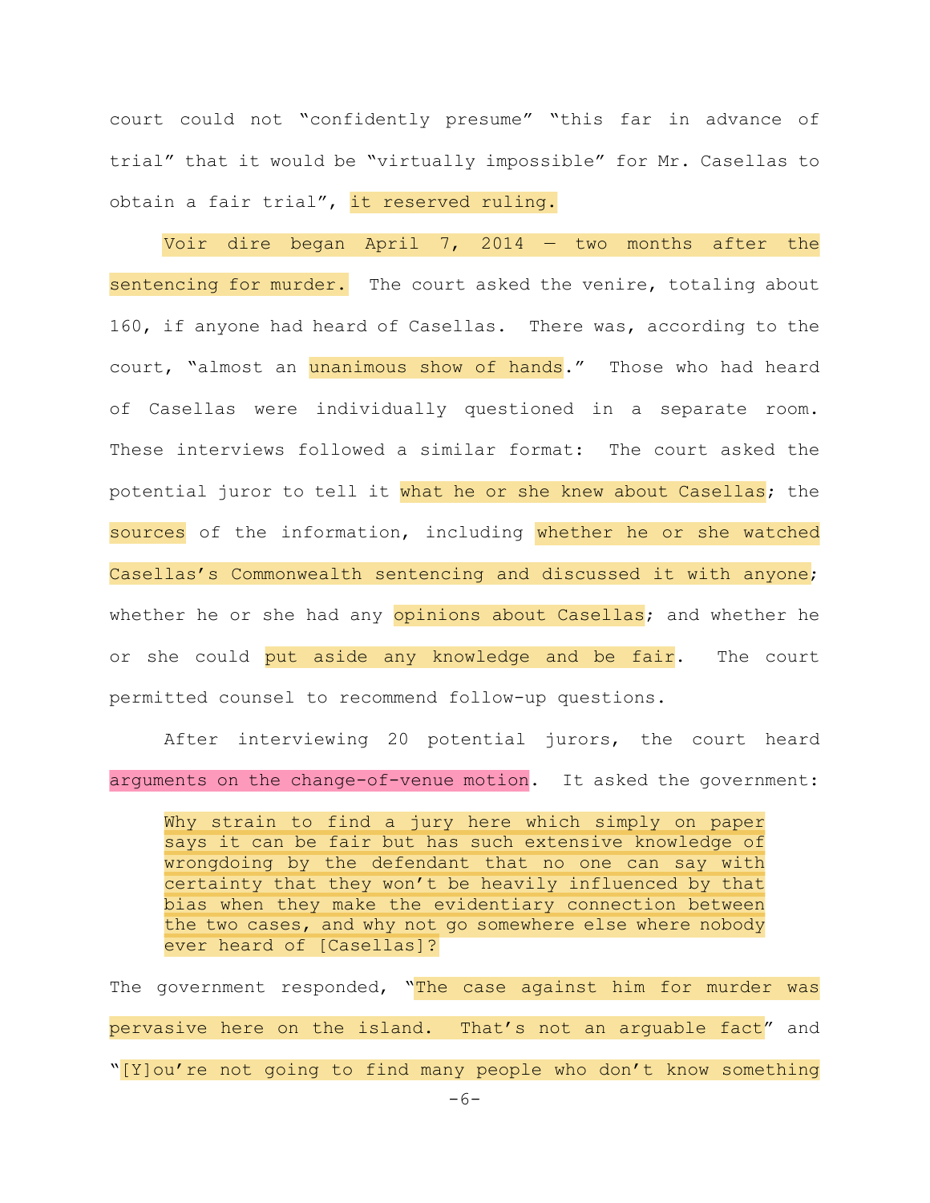court could not "confidently presume" "this far in advance of trial" that it would be "virtually impossible" for Mr. Casellas to obtain a fair trial", it reserved ruling.

Voir dire began April 7, 2014 — two months after the sentencing for murder. The court asked the venire, totaling about 160, if anyone had heard of Casellas. There was, according to the court, "almost an unanimous show of hands." Those who had heard of Casellas were individually questioned in a separate room. These interviews followed a similar format: The court asked the potential juror to tell it what he or she knew about Casellas; the sources of the information, including whether he or she watched Casellas's Commonwealth sentencing and discussed it with anyone; whether he or she had any opinions about Casellas; and whether he or she could put aside any knowledge and be fair. The court permitted counsel to recommend follow-up questions.

After interviewing 20 potential jurors, the court heard arguments on the change-of-venue motion. It asked the government:

> Why strain to find a jury here which simply on paper says it can be fair but has such extensive knowledge of wrongdoing by the defendant that no one can say with certainty that they won't be heavily influenced by that bias when they make the evidentiary connection between the two cases, and why not go somewhere else where nobody ever heard of [Casellas]?

The government responded, "The case against him for murder was pervasive here on the island. That's not an arguable fact" and "[Y]ou're not going to find many people who don't know something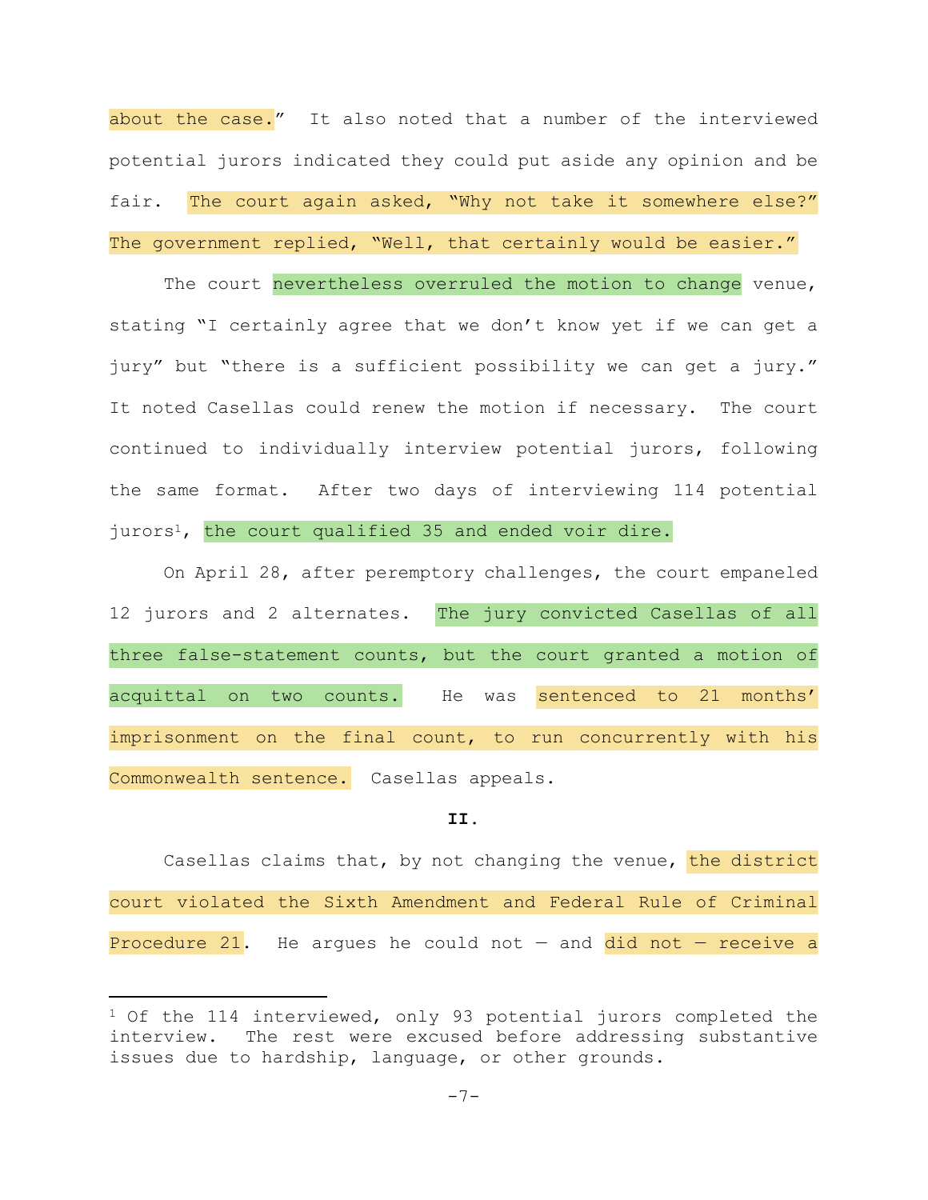about the case." It also noted that a number of the interviewed potential jurors indicated they could put aside any opinion and be fair. The court again asked, "Why not take it somewhere else?" The government replied, "Well, that certainly would be easier."

The court nevertheless overruled the motion to change venue, stating "I certainly agree that we don't know yet if we can get a jury" but "there is a sufficient possibility we can get a jury." It noted Casellas could renew the motion if necessary. The court continued to individually interview potential jurors, following the same format. After two days of interviewing 114 potential jurors[1], the court qualified 35 and ended voir dire.

On April 28, after peremptory challenges, the court empaneled 12 jurors and 2 alternates. The jury convicted Casellas of all three false-statement counts, but the court granted a motion of acquittal on two counts. He was sentenced to 21 months' imprisonment on the final count, to run concurrently with his Commonwealth sentence. Casellas appeals.

**II.**

Casellas claims that, by not changing the venue, the district court violated the Sixth Amendment and Federal Rule of Criminal Procedure 21. He argues he could not — and did not — receive a

[1] Of the 114 interviewed, only 93 potential jurors completed the interview. The rest were excused before addressing substantive issues due to hardship, language, or other grounds.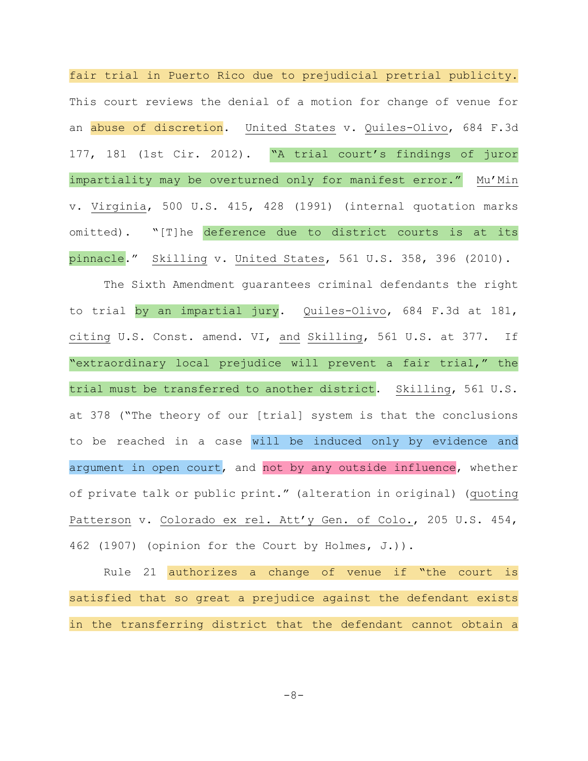fair trial in Puerto Rico due to prejudicial pretrial publicity. This court reviews the denial of a motion for change of venue for an abuse of discretion. United States v. Quiles-Olivo, 684 F.3d 177, 181 (1st Cir. 2012). "A trial court's findings of juror impartiality may be overturned only for manifest error." Mu'Min v. Virginia, 500 U.S. 415, 428 (1991) (internal quotation marks omitted). "[T]he deference due to district courts is at its pinnacle." Skilling v. United States, 561 U.S. 358, 396 (2010).

The Sixth Amendment guarantees criminal defendants the right to trial by an impartial jury. Quiles-Olivo, 684 F.3d at 181, citing U.S. Const. amend. VI, and Skilling, 561 U.S. at 377. If "extraordinary local prejudice will prevent a fair trial," the trial must be transferred to another district. Skilling, 561 U.S. at 378 ("The theory of our [trial] system is that the conclusions to be reached in a case will be induced only by evidence and argument in open court, and not by any outside influence, whether of private talk or public print." (alteration in original) (quoting Patterson v. Colorado ex rel. Att'y Gen. of Colo., 205 U.S. 454, 462 (1907) (opinion for the Court by Holmes, J.)).

Rule 21 authorizes a change of venue if "the court is satisfied that so great a prejudice against the defendant exists in the transferring district that the defendant cannot obtain a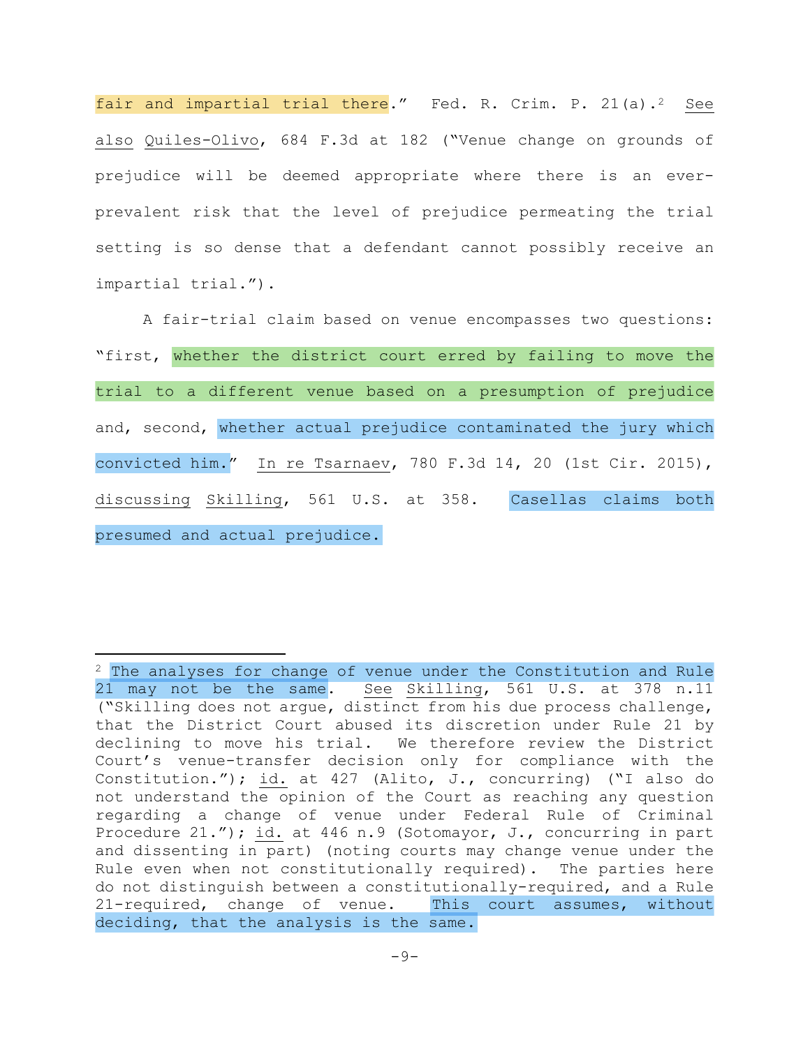fair and impartial trial there." Fed. R. Crim. P. 21(a).[2] *See also* *Quiles-Olivo*, 684 F.3d at 182 ("Venue change on grounds of prejudice will be deemed appropriate where there is an ever-prevalent risk that the level of prejudice permeating the trial setting is so dense that a defendant cannot possibly receive an impartial trial.").

A fair-trial claim based on venue encompasses two questions: "first, whether the district court erred by failing to move the trial to a different venue based on a presumption of prejudice and, second, whether actual prejudice contaminated the jury which convicted him." *In re Tsarnaev*, 780 F.3d 14, 20 (1st Cir. 2015), *discussing* *Skilling*, 561 U.S. at 358. Casellas claims both presumed and actual prejudice.

---

[2] The analyses for change of venue under the Constitution and Rule 21 may not be the same. *See* *Skilling*, 561 U.S. at 378 n.11 ("Skilling does not argue, distinct from his due process challenge, that the District Court abused its discretion under Rule 21 by declining to move his trial. We therefore review the District Court's venue-transfer decision only for compliance with the Constitution."); *id.* at 427 (Alito, J., concurring) ("I also do not understand the opinion of the Court as reaching any question regarding a change of venue under Federal Rule of Criminal Procedure 21."); *id.* at 446 n.9 (Sotomayor, J., concurring in part and dissenting in part) (noting courts may change venue under the Rule even when not constitutionally required). The parties here do not distinguish between a constitutionally-required, and a Rule 21-required, change of venue. This court assumes, without deciding, that the analysis is the same.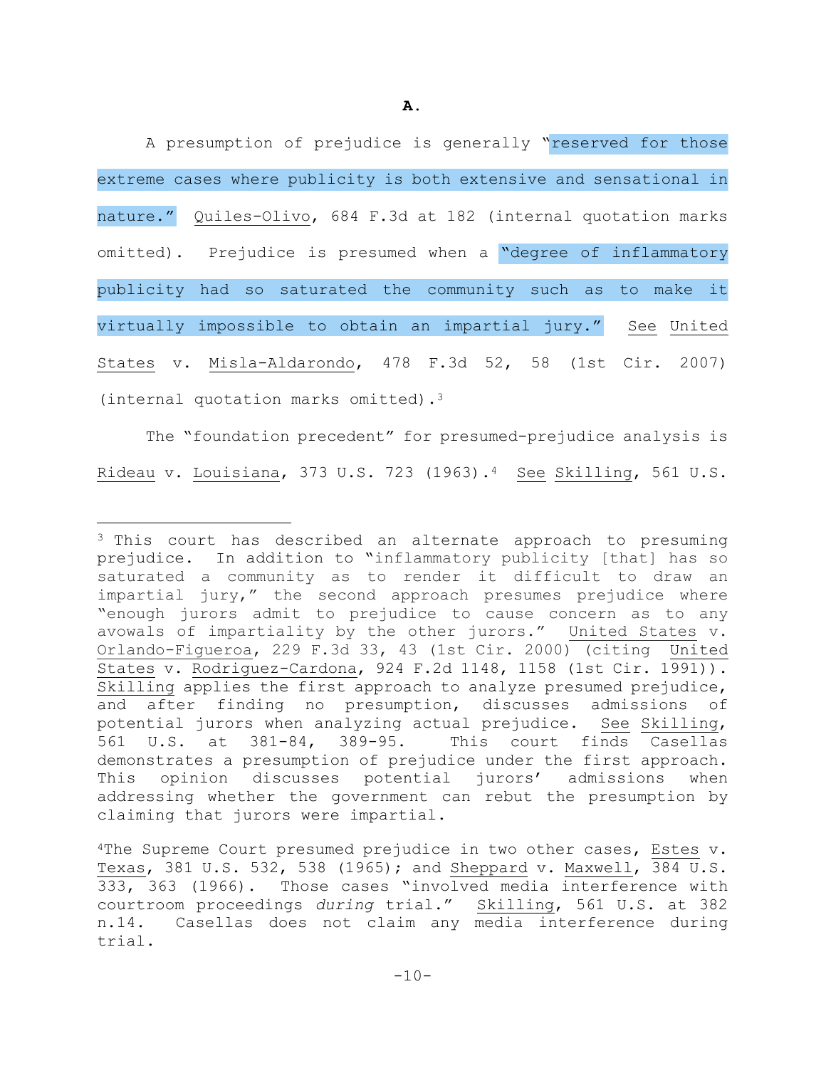**A.**

A presumption of prejudice is generally "reserved for those extreme cases where publicity is both extensive and sensational in nature." Quiles-Olivo, 684 F.3d at 182 (internal quotation marks omitted). Prejudice is presumed when a "degree of inflammatory publicity had so saturated the community such as to make it virtually impossible to obtain an impartial jury." See United States v. Misla-Aldarondo, 478 F.3d 52, 58 (1st Cir. 2007) (internal quotation marks omitted).[3]

The "foundation precedent" for presumed-prejudice analysis is Rideau v. Louisiana, 373 U.S. 723 (1963).[4] See Skilling, 561 U.S.

---

[3] This court has described an alternate approach to presuming prejudice. In addition to "inflammatory publicity [that] has so saturated a community as to render it difficult to draw an impartial jury," the second approach presumes prejudice where "enough jurors admit to prejudice to cause concern as to any avowals of impartiality by the other jurors." United States v. Orlando-Figueroa, 229 F.3d 33, 43 (1st Cir. 2000) (citing United States v. Rodriguez-Cardona, 924 F.2d 1148, 1158 (1st Cir. 1991)). Skilling applies the first approach to analyze presumed prejudice, and after finding no presumption, discusses admissions of potential jurors when analyzing actual prejudice. See Skilling, 561 U.S. at 381-84, 389-95. This court finds Casellas demonstrates a presumption of prejudice under the first approach. This opinion discusses potential jurors' admissions when addressing whether the government can rebut the presumption by claiming that jurors were impartial.

[4] The Supreme Court presumed prejudice in two other cases, Estes v. Texas, 381 U.S. 532, 538 (1965); and Sheppard v. Maxwell, 384 U.S. 333, 363 (1966). Those cases "involved media interference with courtroom proceedings *during* trial." Skilling, 561 U.S. at 382 n.14. Casellas does not claim any media interference during trial.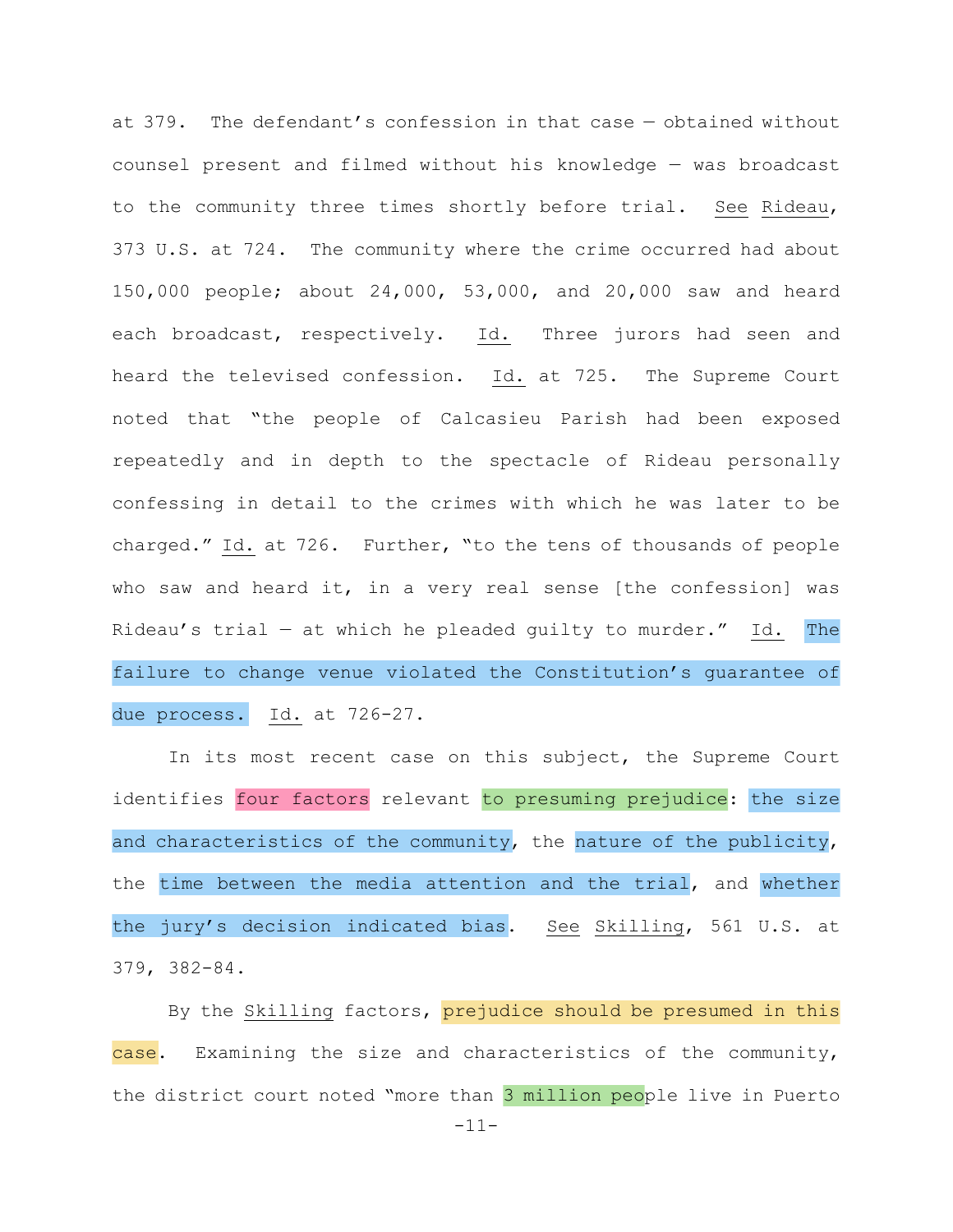at 379. The defendant's confession in that case — obtained without counsel present and filmed without his knowledge — was broadcast to the community three times shortly before trial. See Rideau, 373 U.S. at 724. The community where the crime occurred had about 150,000 people; about 24,000, 53,000, and 20,000 saw and heard each broadcast, respectively. Id. Three jurors had seen and heard the televised confession. Id. at 725. The Supreme Court noted that "the people of Calcasieu Parish had been exposed repeatedly and in depth to the spectacle of Rideau personally confessing in detail to the crimes with which he was later to be charged." Id. at 726. Further, "to the tens of thousands of people who saw and heard it, in a very real sense [the confession] was Rideau's trial — at which he pleaded guilty to murder." Id. The failure to change venue violated the Constitution's guarantee of due process. Id. at 726-27.

In its most recent case on this subject, the Supreme Court identifies four factors relevant to presuming prejudice: the size and characteristics of the community, the nature of the publicity, the time between the media attention and the trial, and whether the jury's decision indicated bias. See Skilling, 561 U.S. at 379, 382-84.

By the Skilling factors, prejudice should be presumed in this case. Examining the size and characteristics of the community, the district court noted "more than 3 million people live in Puerto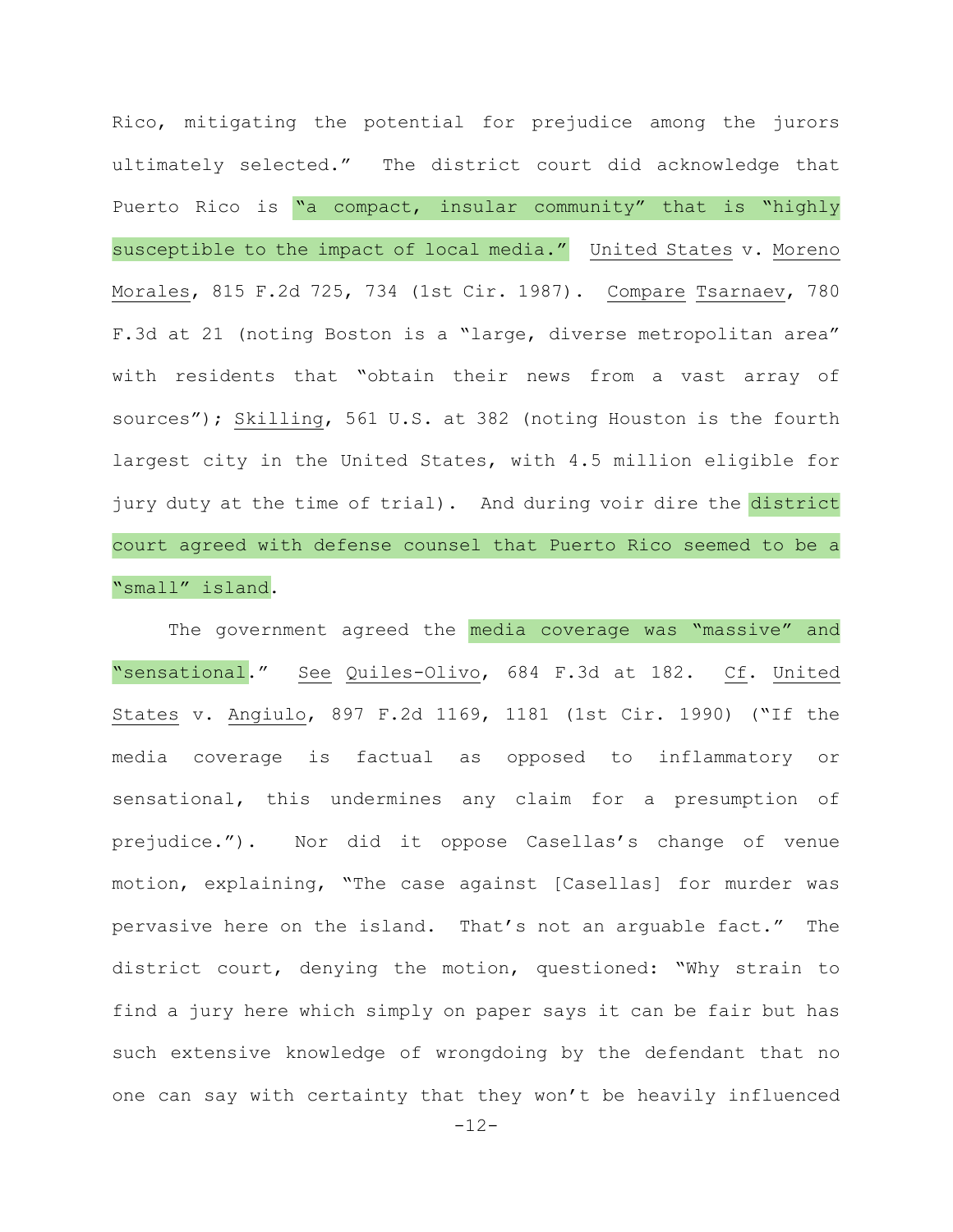Rico, mitigating the potential for prejudice among the jurors ultimately selected." The district court did acknowledge that Puerto Rico is "a compact, insular community" that is "highly susceptible to the impact of local media." United States v. Moreno Morales, 815 F.2d 725, 734 (1st Cir. 1987). Compare Tsarnaev, 780 F.3d at 21 (noting Boston is a "large, diverse metropolitan area" with residents that "obtain their news from a vast array of sources"); Skilling, 561 U.S. at 382 (noting Houston is the fourth largest city in the United States, with 4.5 million eligible for jury duty at the time of trial). And during voir dire the district court agreed with defense counsel that Puerto Rico seemed to be a "small" island.

The government agreed the media coverage was "massive" and "sensational." See Quiles-Olivo, 684 F.3d at 182. Cf. United States v. Angiulo, 897 F.2d 1169, 1181 (1st Cir. 1990) ("If the media coverage is factual as opposed to inflammatory or sensational, this undermines any claim for a presumption of prejudice."). Nor did it oppose Casellas's change of venue motion, explaining, "The case against [Casellas] for murder was pervasive here on the island. That's not an arguable fact." The district court, denying the motion, questioned: "Why strain to find a jury here which simply on paper says it can be fair but has such extensive knowledge of wrongdoing by the defendant that no one can say with certainty that they won't be heavily influenced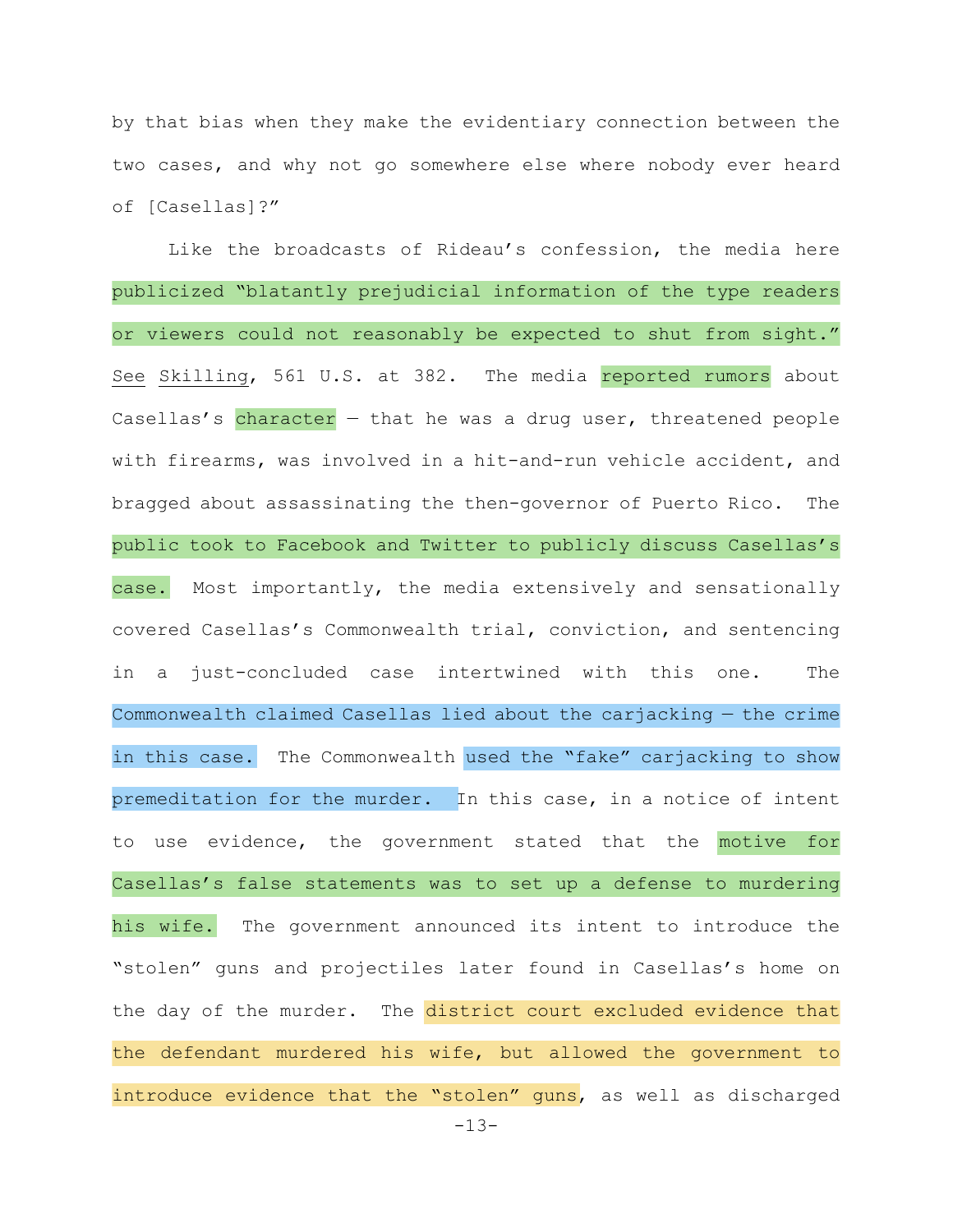by that bias when they make the evidentiary connection between the two cases, and why not go somewhere else where nobody ever heard of [Casellas]?"

Like the broadcasts of Rideau's confession, the media here publicized "blatantly prejudicial information of the type readers or viewers could not reasonably be expected to shut from sight." See Skilling, 561 U.S. at 382. The media reported rumors about Casellas's character — that he was a drug user, threatened people with firearms, was involved in a hit-and-run vehicle accident, and bragged about assassinating the then-governor of Puerto Rico. The public took to Facebook and Twitter to publicly discuss Casellas's case. Most importantly, the media extensively and sensationally covered Casellas's Commonwealth trial, conviction, and sentencing in a just-concluded case intertwined with this one. The Commonwealth claimed Casellas lied about the carjacking — the crime in this case. The Commonwealth used the "fake" carjacking to show premeditation for the murder. In this case, in a notice of intent to use evidence, the government stated that the motive for Casellas's false statements was to set up a defense to murdering his wife. The government announced its intent to introduce the "stolen" guns and projectiles later found in Casellas's home on the day of the murder. The district court excluded evidence that the defendant murdered his wife, but allowed the government to introduce evidence that the "stolen" guns, as well as discharged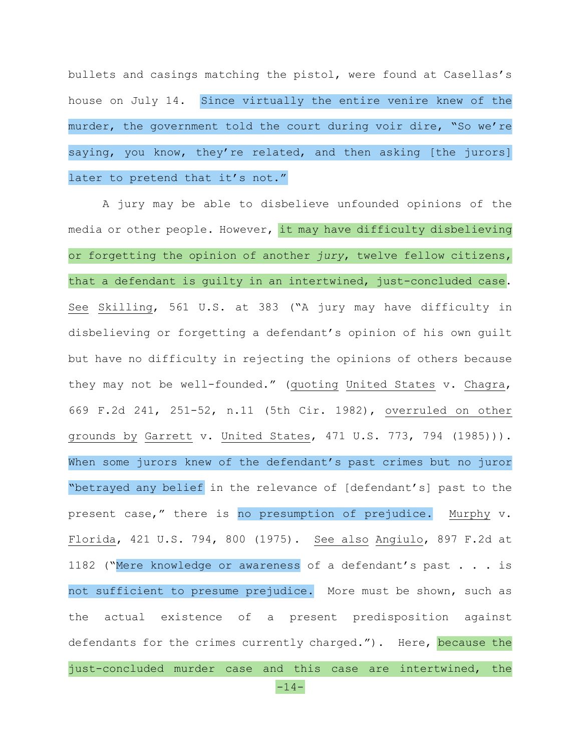bullets and casings matching the pistol, were found at Casellas's house on July 14. Since virtually the entire venire knew of the murder, the government told the court during voir dire, "So we're saying, you know, they're related, and then asking [the jurors] later to pretend that it's not."

A jury may be able to disbelieve unfounded opinions of the media or other people. However, it may have difficulty disbelieving or forgetting the opinion of another *jury*, twelve fellow citizens, that a defendant is guilty in an intertwined, just-concluded case. See Skilling, 561 U.S. at 383 ("A jury may have difficulty in disbelieving or forgetting a defendant's opinion of his own guilt but have no difficulty in rejecting the opinions of others because they may not be well-founded." (quoting United States v. Chagra, 669 F.2d 241, 251-52, n.11 (5th Cir. 1982), overruled on other grounds by Garrett v. United States, 471 U.S. 773, 794 (1985))). When some jurors knew of the defendant's past crimes but no juror "betrayed any belief in the relevance of [defendant's] past to the present case," there is no presumption of prejudice. Murphy v. Florida, 421 U.S. 794, 800 (1975). See also Angiulo, 897 F.2d at 1182 ("Mere knowledge or awareness of a defendant's past . . . is not sufficient to presume prejudice. More must be shown, such as the actual existence of a present predisposition against defendants for the crimes currently charged."). Here, because the just-concluded murder case and this case are intertwined, the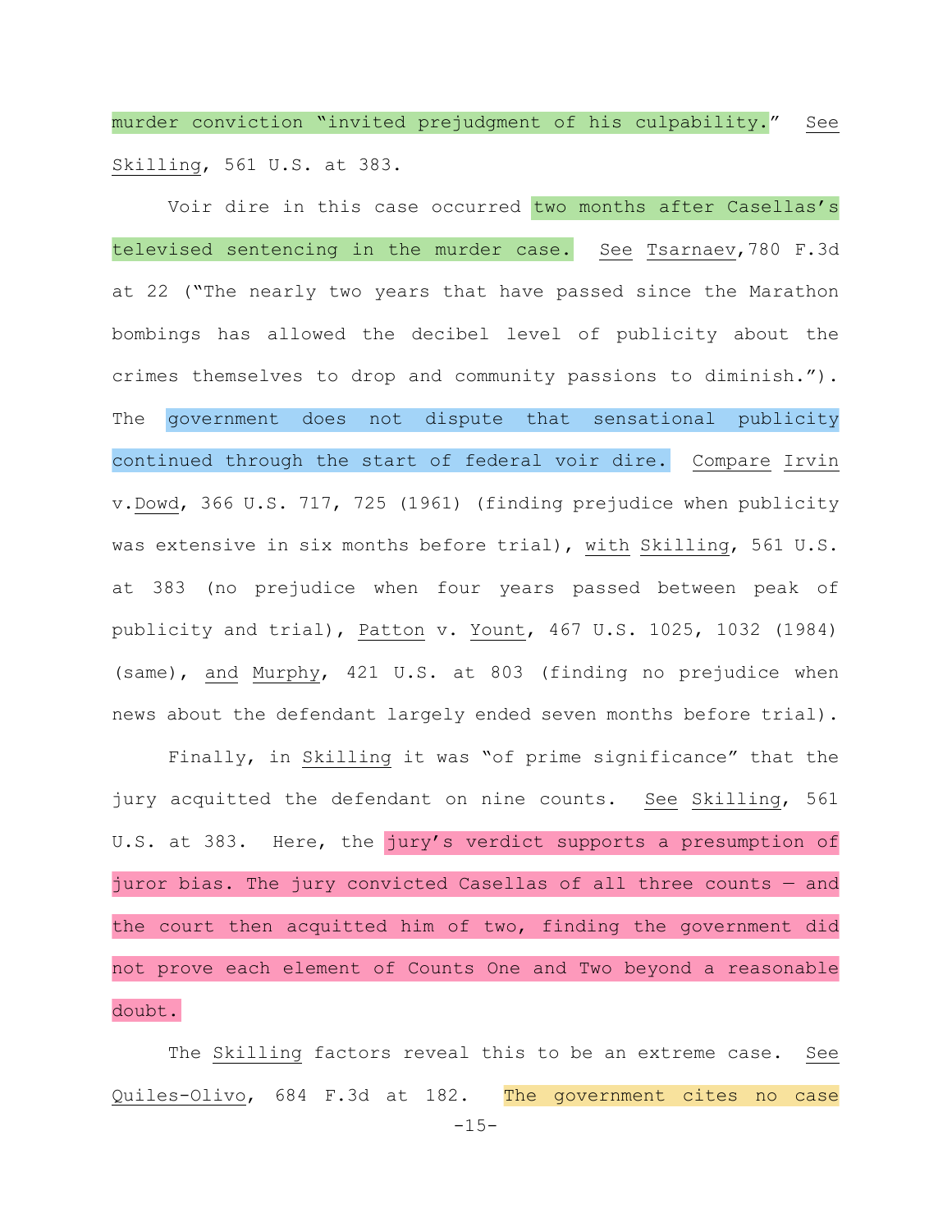murder conviction "invited prejudgment of his culpability." *See* *Skilling*, 561 U.S. at 383.

Voir dire in this case occurred two months after Casellas's televised sentencing in the murder case. *See* *Tsarnaev*, 780 F.3d at 22 ("The nearly two years that have passed since the Marathon bombings has allowed the decibel level of publicity about the crimes themselves to drop and community passions to diminish."). The government does not dispute that sensational publicity continued through the start of federal voir dire. *Compare* *Irvin* v. *Dowd*, 366 U.S. 717, 725 (1961) (finding prejudice when publicity was extensive in six months before trial), *with* *Skilling*, 561 U.S. at 383 (no prejudice when four years passed between peak of publicity and trial), *Patton* v. *Yount*, 467 U.S. 1025, 1032 (1984) (same), *and* *Murphy*, 421 U.S. at 803 (finding no prejudice when news about the defendant largely ended seven months before trial).

Finally, in *Skilling* it was "of prime significance" that the jury acquitted the defendant on nine counts. *See* *Skilling*, 561 U.S. at 383. Here, the jury's verdict supports a presumption of juror bias. The jury convicted Casellas of all three counts — and the court then acquitted him of two, finding the government did not prove each element of Counts One and Two beyond a reasonable doubt.

The *Skilling* factors reveal this to be an extreme case. *See* *Quiles-Olivo*, 684 F.3d at 182. The government cites no case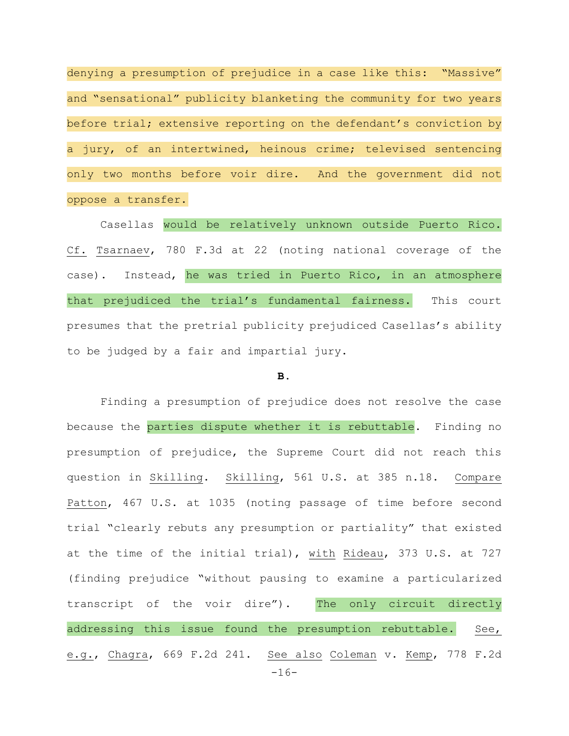denying a presumption of prejudice in a case like this: "Massive" and "sensational" publicity blanketing the community for two years before trial; extensive reporting on the defendant's conviction by a jury, of an intertwined, heinous crime; televised sentencing only two months before voir dire. And the government did not oppose a transfer.

Casellas would be relatively unknown outside Puerto Rico. Cf. Tsarnaev, 780 F.3d at 22 (noting national coverage of the case). Instead, he was tried in Puerto Rico, in an atmosphere that prejudiced the trial's fundamental fairness. This court presumes that the pretrial publicity prejudiced Casellas's ability to be judged by a fair and impartial jury.

**B.**

Finding a presumption of prejudice does not resolve the case because the parties dispute whether it is rebuttable. Finding no presumption of prejudice, the Supreme Court did not reach this question in Skilling. Skilling, 561 U.S. at 385 n.18. Compare Patton, 467 U.S. at 1035 (noting passage of time before second trial "clearly rebuts any presumption or partiality" that existed at the time of the initial trial), with Rideau, 373 U.S. at 727 (finding prejudice "without pausing to examine a particularized transcript of the voir dire"). The only circuit directly addressing this issue found the presumption rebuttable. See, e.g., Chagra, 669 F.2d 241. See also Coleman v. Kemp, 778 F.2d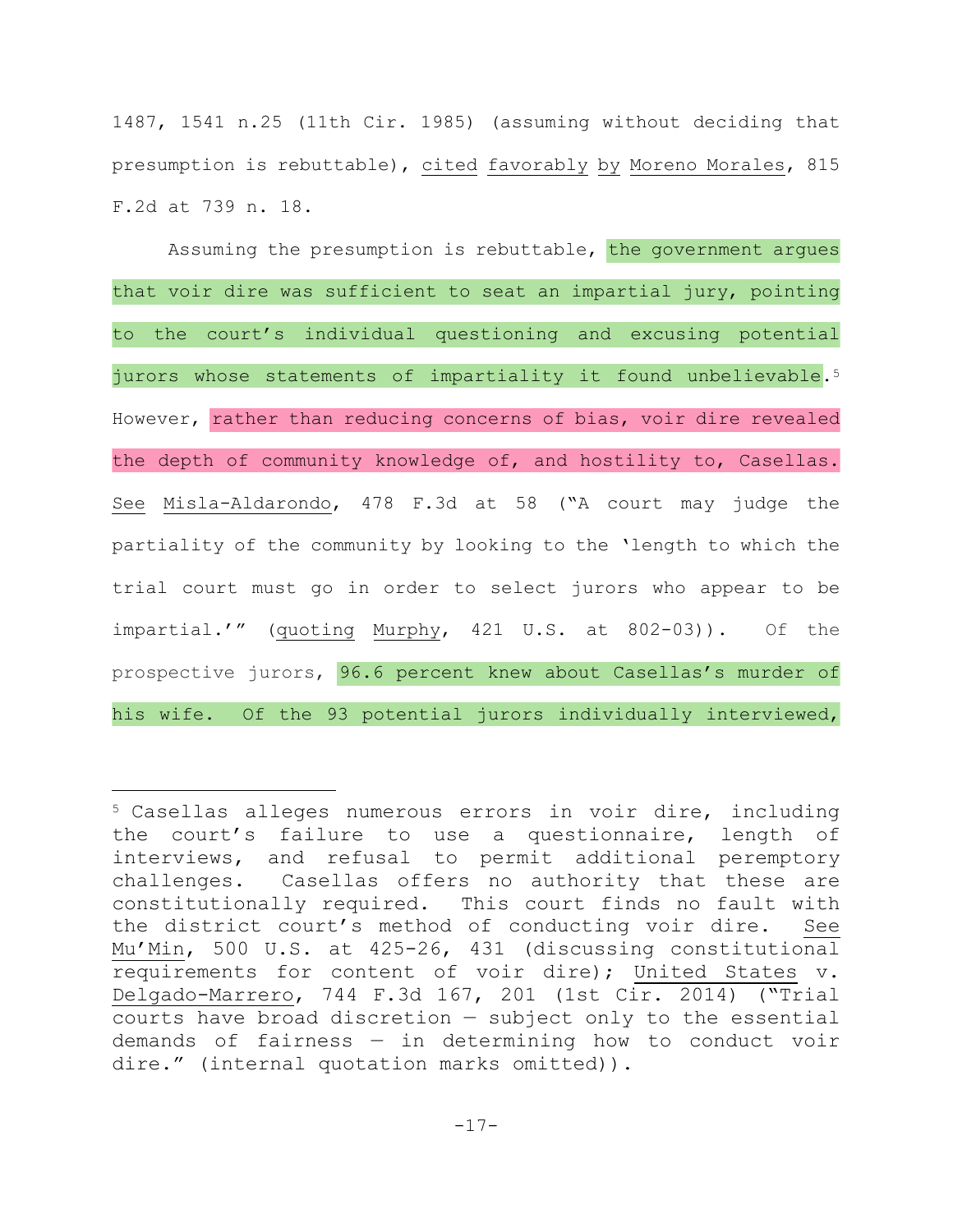1487, 1541 n.25 (11th Cir. 1985) (assuming without deciding that presumption is rebuttable), cited favorably by Moreno Morales, 815 F.2d at 739 n. 18.

Assuming the presumption is rebuttable, the government argues that voir dire was sufficient to seat an impartial jury, pointing to the court's individual questioning and excusing potential jurors whose statements of impartiality it found unbelievable.[5] However, rather than reducing concerns of bias, voir dire revealed the depth of community knowledge of, and hostility to, Casellas. See Misla-Aldarondo, 478 F.3d at 58 ("A court may judge the partiality of the community by looking to the 'length to which the trial court must go in order to select jurors who appear to be impartial.'" (quoting Murphy, 421 U.S. at 802-03)). Of the prospective jurors, 96.6 percent knew about Casellas's murder of his wife. Of the 93 potential jurors individually interviewed,

---

[5] Casellas alleges numerous errors in voir dire, including the court's failure to use a questionnaire, length of interviews, and refusal to permit additional peremptory challenges. Casellas offers no authority that these are constitutionally required. This court finds no fault with the district court's method of conducting voir dire. See Mu'Min, 500 U.S. at 425-26, 431 (discussing constitutional requirements for content of voir dire); United States v. Delgado-Marrero, 744 F.3d 167, 201 (1st Cir. 2014) ("Trial courts have broad discretion — subject only to the essential demands of fairness — in determining how to conduct voir dire." (internal quotation marks omitted)).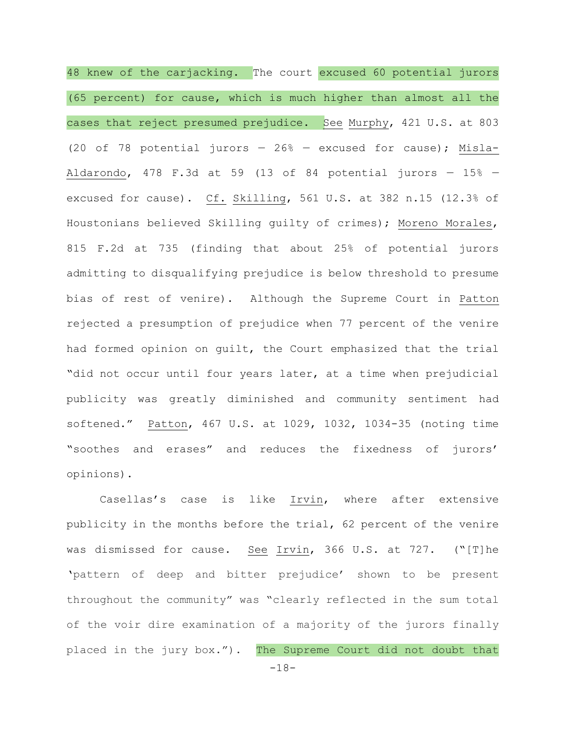48 knew of the carjacking. The court excused 60 potential jurors (65 percent) for cause, which is much higher than almost all the cases that reject presumed prejudice. See Murphy, 421 U.S. at 803 (20 of 78 potential jurors — 26% — excused for cause); Misla-Aldarondo, 478 F.3d at 59 (13 of 84 potential jurors — 15% — excused for cause). Cf. Skilling, 561 U.S. at 382 n.15 (12.3% of Houstonians believed Skilling guilty of crimes); Moreno Morales, 815 F.2d at 735 (finding that about 25% of potential jurors admitting to disqualifying prejudice is below threshold to presume bias of rest of venire). Although the Supreme Court in Patton rejected a presumption of prejudice when 77 percent of the venire had formed opinion on guilt, the Court emphasized that the trial "did not occur until four years later, at a time when prejudicial publicity was greatly diminished and community sentiment had softened." Patton, 467 U.S. at 1029, 1032, 1034-35 (noting time "soothes and erases" and reduces the fixedness of jurors' opinions).

Casellas's case is like Irvin, where after extensive publicity in the months before the trial, 62 percent of the venire was dismissed for cause. See Irvin, 366 U.S. at 727. ("[T]he 'pattern of deep and bitter prejudice' shown to be present throughout the community" was "clearly reflected in the sum total of the voir dire examination of a majority of the jurors finally placed in the jury box."). The Supreme Court did not doubt that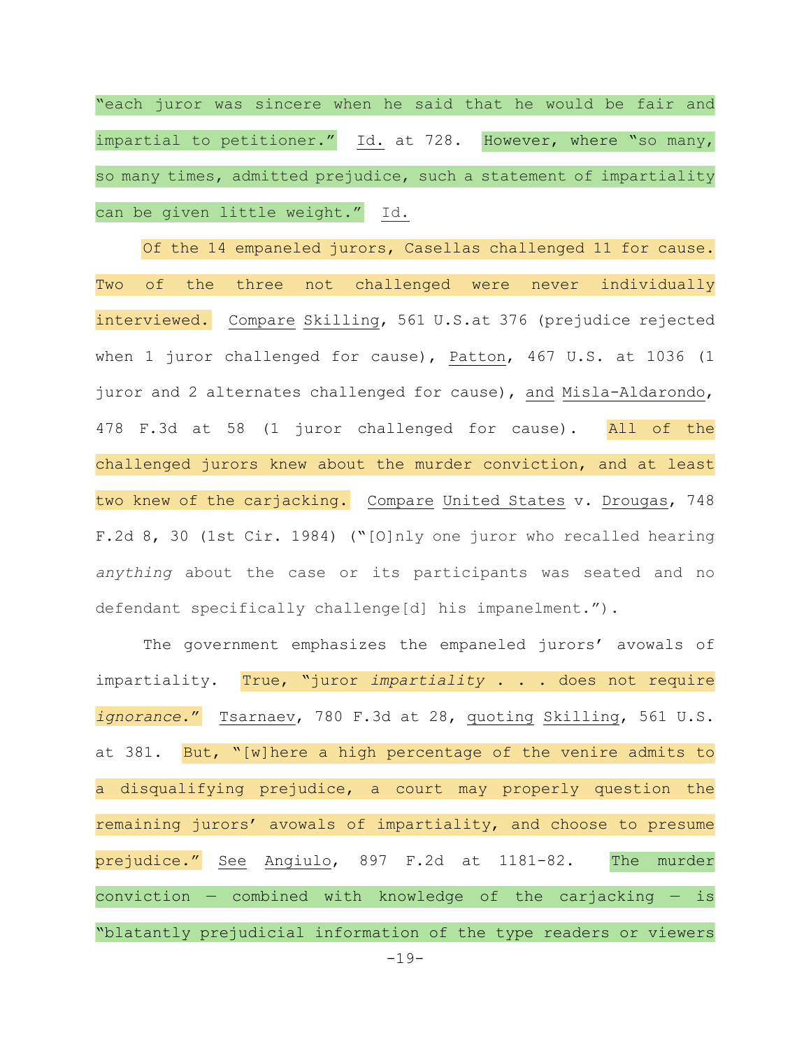"each juror was sincere when he said that he would be fair and impartial to petitioner." Id. at 728. However, where "so many, so many times, admitted prejudice, such a statement of impartiality can be given little weight." Id.

Of the 14 empaneled jurors, Casellas challenged 11 for cause. Two of the three not challenged were never individually interviewed. Compare Skilling, 561 U.S.at 376 (prejudice rejected when 1 juror challenged for cause), Patton, 467 U.S. at 1036 (1 juror and 2 alternates challenged for cause), and Misla-Aldarondo, 478 F.3d at 58 (1 juror challenged for cause). All of the challenged jurors knew about the murder conviction, and at least two knew of the carjacking. Compare United States v. Drougas, 748 F.2d 8, 30 (1st Cir. 1984) ("[O]nly one juror who recalled hearing *anything* about the case or its participants was seated and no defendant specifically challenge[d] his impanelment.").

The government emphasizes the empaneled jurors' avowals of impartiality. True, "juror *impartiality* . . . does not require *ignorance*." Tsarnaev, 780 F.3d at 28, quoting Skilling, 561 U.S. at 381. But, "[w]here a high percentage of the venire admits to a disqualifying prejudice, a court may properly question the remaining jurors' avowals of impartiality, and choose to presume prejudice." See Angiulo, 897 F.2d at 1181-82. The murder conviction — combined with knowledge of the carjacking — is "blatantly prejudicial information of the type readers or viewers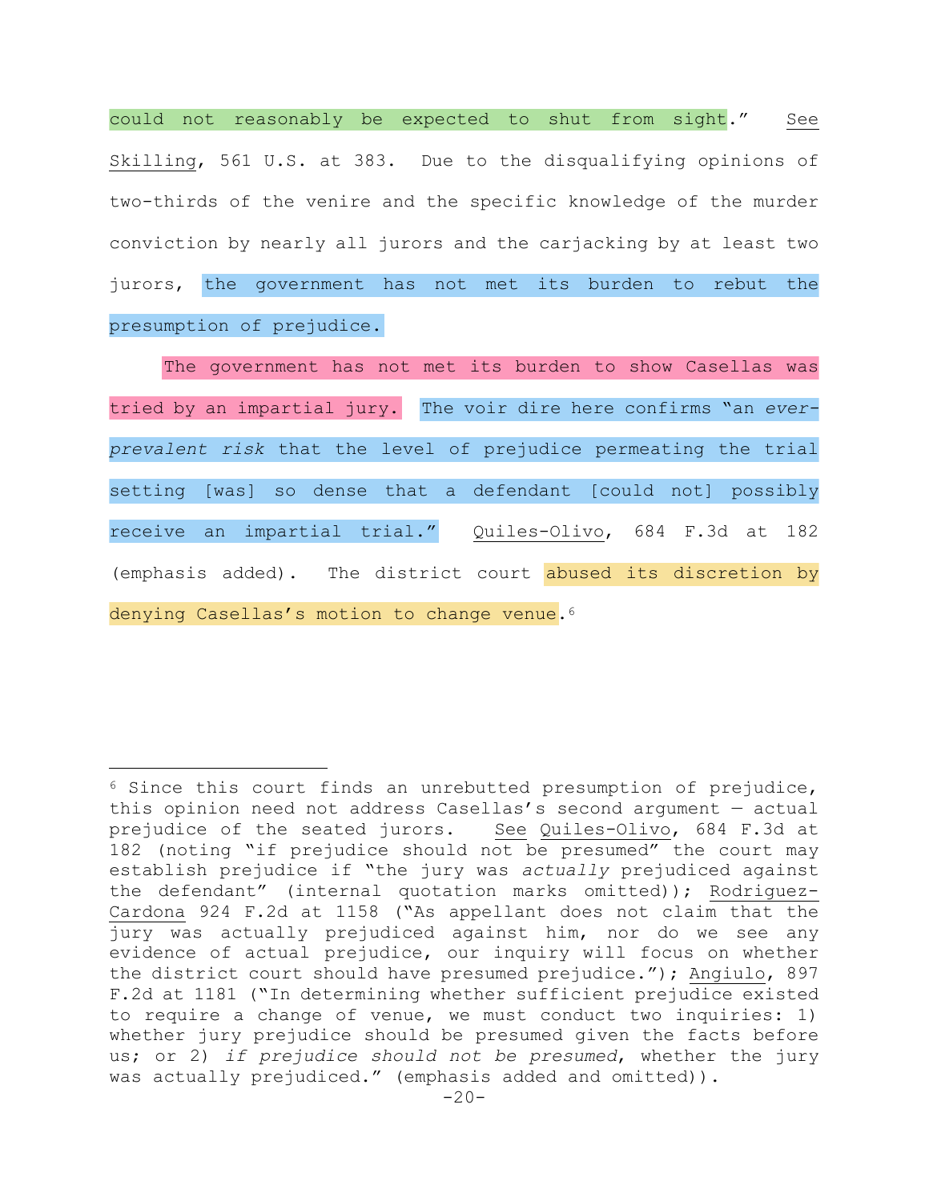could not reasonably be expected to shut from sight." *See* *Skilling*, 561 U.S. at 383. Due to the disqualifying opinions of two-thirds of the venire and the specific knowledge of the murder conviction by nearly all jurors and the carjacking by at least two jurors, the government has not met its burden to rebut the presumption of prejudice.

The government has not met its burden to show Casellas was tried by an impartial jury. The voir dire here confirms "an *ever-prevalent risk* that the level of prejudice permeating the trial setting [was] so dense that a defendant [could not] possibly receive an impartial trial." *Quiles-Olivo*, 684 F.3d at 182 (emphasis added). The district court abused its discretion by denying Casellas's motion to change venue.[6]

---

[6] Since this court finds an unrebutted presumption of prejudice, this opinion need not address Casellas's second argument — actual prejudice of the seated jurors. *See* *Quiles-Olivo*, 684 F.3d at 182 (noting "if prejudice should not be presumed" the court may establish prejudice if "the jury was *actually* prejudiced against the defendant" (internal quotation marks omitted)); *Rodriguez-Cardona* 924 F.2d at 1158 ("As appellant does not claim that the jury was actually prejudiced against him, nor do we see any evidence of actual prejudice, our inquiry will focus on whether the district court should have presumed prejudice."); *Angiulo*, 897 F.2d at 1181 ("In determining whether sufficient prejudice existed to require a change of venue, we must conduct two inquiries: 1) whether jury prejudice should be presumed given the facts before us; or 2) *if prejudice should not be presumed*, whether the jury was actually prejudiced." (emphasis added and omitted)).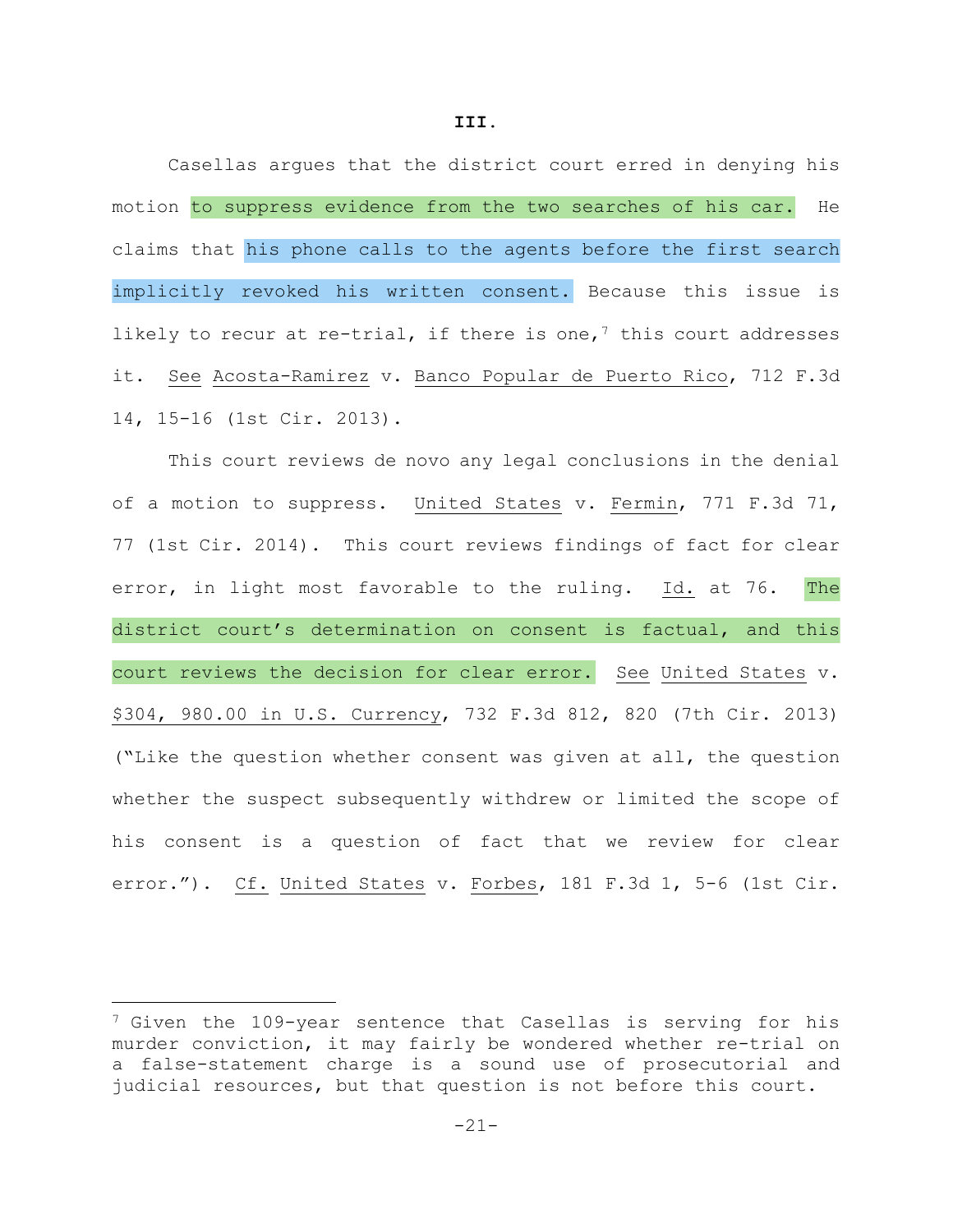**III.**

Casellas argues that the district court erred in denying his motion to suppress evidence from the two searches of his car. He claims that his phone calls to the agents before the first search implicitly revoked his written consent. Because this issue is likely to recur at re-trial, if there is one,[7] this court addresses it. See Acosta-Ramirez v. Banco Popular de Puerto Rico, 712 F.3d 14, 15-16 (1st Cir. 2013).

This court reviews de novo any legal conclusions in the denial of a motion to suppress. United States v. Fermin, 771 F.3d 71, 77 (1st Cir. 2014). This court reviews findings of fact for clear error, in light most favorable to the ruling. Id. at 76. The district court's determination on consent is factual, and this court reviews the decision for clear error. See United States v. $304, 980.00 in U.S. Currency, 732 F.3d 812, 820 (7th Cir. 2013) ("Like the question whether consent was given at all, the question whether the suspect subsequently withdrew or limited the scope of his consent is a question of fact that we review for clear error."). Cf. United States v. Forbes, 181 F.3d 1, 5-6 (1st Cir.

---

[7] Given the 109-year sentence that Casellas is serving for his murder conviction, it may fairly be wondered whether re-trial on a false-statement charge is a sound use of prosecutorial and judicial resources, but that question is not before this court.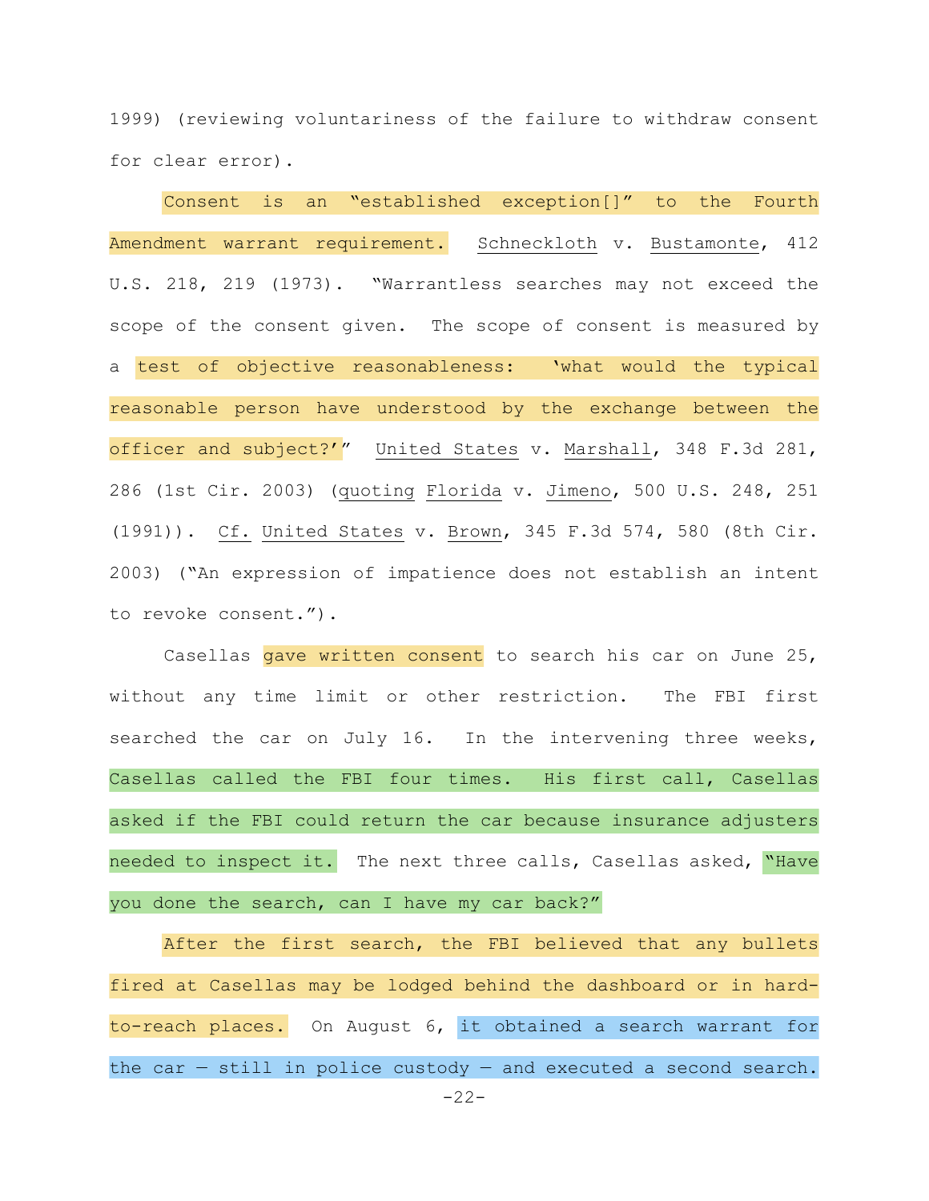1999) (reviewing voluntariness of the failure to withdraw consent for clear error).

Consent is an "established exception[]" to the Fourth Amendment warrant requirement. Schneckloth v. Bustamonte, 412 U.S. 218, 219 (1973). "Warrantless searches may not exceed the scope of the consent given. The scope of consent is measured by a test of objective reasonableness: 'what would the typical reasonable person have understood by the exchange between the officer and subject?'" United States v. Marshall, 348 F.3d 281, 286 (1st Cir. 2003) (quoting Florida v. Jimeno, 500 U.S. 248, 251 (1991)). Cf. United States v. Brown, 345 F.3d 574, 580 (8th Cir. 2003) ("An expression of impatience does not establish an intent to revoke consent.").

Casellas gave written consent to search his car on June 25, without any time limit or other restriction. The FBI first searched the car on July 16. In the intervening three weeks, Casellas called the FBI four times. His first call, Casellas asked if the FBI could return the car because insurance adjusters needed to inspect it. The next three calls, Casellas asked, "Have you done the search, can I have my car back?"

After the first search, the FBI believed that any bullets fired at Casellas may be lodged behind the dashboard or in hard-to-reach places. On August 6, it obtained a search warrant for the car — still in police custody — and executed a second search.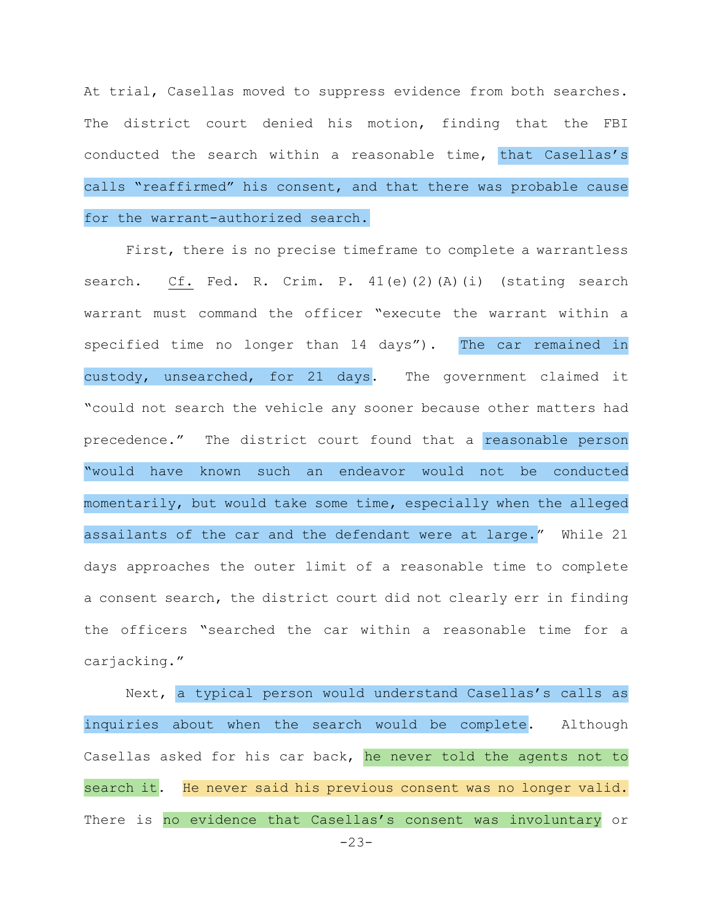At trial, Casellas moved to suppress evidence from both searches. The district court denied his motion, finding that the FBI conducted the search within a reasonable time, that Casellas's calls "reaffirmed" his consent, and that there was probable cause for the warrant-authorized search.

First, there is no precise timeframe to complete a warrantless search. Cf. Fed. R. Crim. P. 41(e)(2)(A)(i) (stating search warrant must command the officer "execute the warrant within a specified time no longer than 14 days"). The car remained in custody, unsearched, for 21 days. The government claimed it "could not search the vehicle any sooner because other matters had precedence." The district court found that a reasonable person "would have known such an endeavor would not be conducted momentarily, but would take some time, especially when the alleged assailants of the car and the defendant were at large." While 21 days approaches the outer limit of a reasonable time to complete a consent search, the district court did not clearly err in finding the officers "searched the car within a reasonable time for a carjacking."

Next, a typical person would understand Casellas's calls as inquiries about when the search would be complete. Although Casellas asked for his car back, he never told the agents not to search it. He never said his previous consent was no longer valid. There is no evidence that Casellas's consent was involuntary or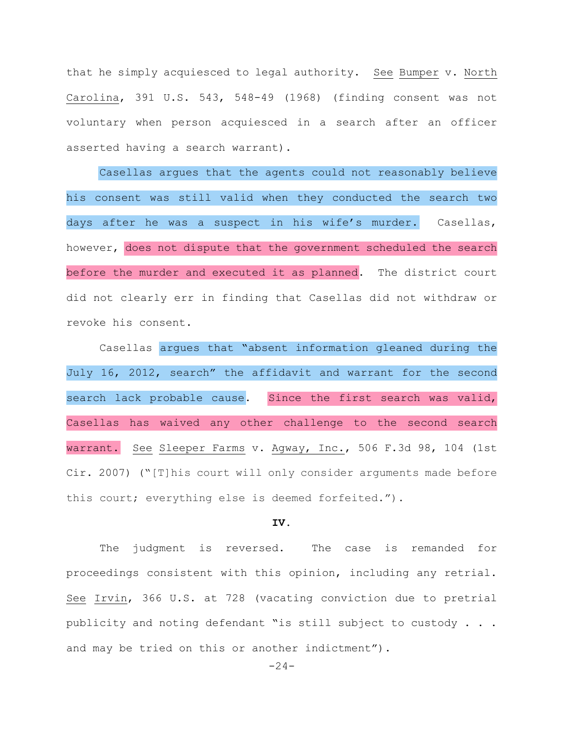that he simply acquiesced to legal authority. See Bumper v. North Carolina, 391 U.S. 543, 548-49 (1968) (finding consent was not voluntary when person acquiesced in a search after an officer asserted having a search warrant).

Casellas argues that the agents could not reasonably believe his consent was still valid when they conducted the search two days after he was a suspect in his wife's murder. Casellas, however, does not dispute that the government scheduled the search before the murder and executed it as planned. The district court did not clearly err in finding that Casellas did not withdraw or revoke his consent.

Casellas argues that "absent information gleaned during the July 16, 2012, search" the affidavit and warrant for the second search lack probable cause. Since the first search was valid, Casellas has waived any other challenge to the second search warrant. See Sleeper Farms v. Agway, Inc., 506 F.3d 98, 104 (1st Cir. 2007) ("[T]his court will only consider arguments made before this court; everything else is deemed forfeited.").

## IV.

The judgment is reversed. The case is remanded for proceedings consistent with this opinion, including any retrial. See Irvin, 366 U.S. at 728 (vacating conviction due to pretrial publicity and noting defendant "is still subject to custody . . . and may be tried on this or another indictment").